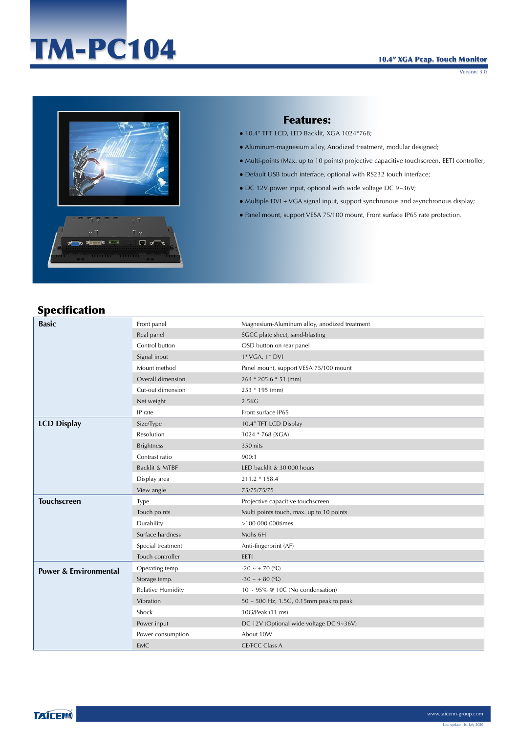# TM-PC104

**10.4" XGA Pcap. Touch Monitor**

Version: 3.0

## Features:

- 10.4" TFT LCD, LED Backlit, XGA 1024*768;
- Aluminum-magnesium alloy, Anodized treatment, modular designed;
- Multi-points (Max. up to 10 points) projective capacitive touchscreen, EETI controller;
- Default USB touch interface, optional with RS232 touch interface;
- DC 12V power input, optional with wide voltage DC 9~36V;
- Multiple DVI + VGA signal input, support synchronous and asynchronous display;
- Panel mount, support VESA 75/100 mount, Front surface IP65 rate protection.

## Specification

| | | |
|---|---|---|
| **Basic** | Front panel | Magnesium-Aluminum alloy, anodized treatment |
| | Real panel | SGCC plate sheet, sand-blasting |
| | Control button | OSD button on rear panel |
| | Signal input | 1* VGA, 1* DVI |
| | Mount method | Panel mount, support VESA 75/100 mount |
| | Overall dimension | 264 * 205.6 * 51 (mm) |
| | Cut-out dimension | 253 * 195 (mm) |
| | Net weight | 2.5KG |
| | IP rate | Front surface IP65 |
| **LCD Display** | Size/Type | 10.4" TFT LCD Display |
| | Resolution | 1024 * 768 (XGA) |
| | Brightness | 350 nits |
| | Contrast ratio | 900:1 |
| | Backlit & MTBF | LED backlit & 30 000 hours |
| | Display area | 211.2 * 158.4 |
| | View angle | 75/75/75/75 |
| **Touchscreen** | Type | Projective capacitive touchscreen |
| | Touch points | Multi points touch, max. up to 10 points |
| | Durability | >100 000 000times |
| | Surface hardness | Mohs 6H |
| | Special treatment | Anti-fingerprint (AF) |
| | Touch controller | EETI |
| **Power & Environmental** | Operating temp. | -20 ~ + 70 (℃) |
| | Storage temp. | -30 ~ + 80 (℃) |
| | Relative Humidity | 10 ~ 95% @ 10C (No condensation) |
| | Vibration | 50 ~ 500 Hz, 1.5G, 0.15mm peak to peak |
| | Shock | 10G/Peak (11 ms) |
| | Power input | DC 12V (Optional wide voltage DC 9~36V) |
| | Power consumption | About 10W |
| | EMC | CE/FCC Class A |

TAICENN

www.taicenn-group.com

Last update: 1st-July-2020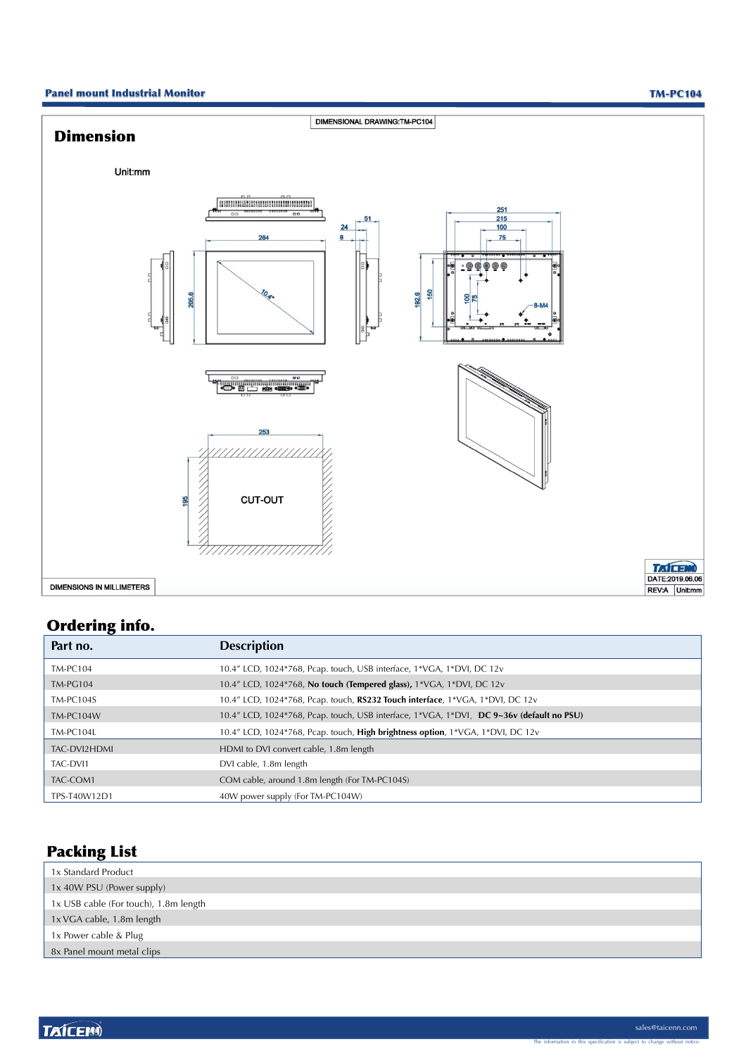## Dimension

DIMENSIONAL DRAWING:TM-PC104

Unit:mm

264
205.6
24
8
51
251
215
100
75
192.6
150
100
75
8-M4
10.4"
253
195
CUT-OUT

DIMENSIONS IN MILLIMETERS

DATE:2019.06.06
REV:A
Unit:mm

## Ordering info.

| Part no. | Description |
|---|---|
| TM-PC104 | 10.4″ LCD, 1024*768, Pcap. touch, USB interface, 1*VGA, 1*DVI, DC 12v |
| TM-PG104 | 10.4″ LCD, 1024*768, **No touch (Tempered glass),** 1*VGA, 1*DVI, DC 12v |
| TM-PC104S | 10.4″ LCD, 1024*768, Pcap. touch, **RS232 Touch interface**, 1*VGA, 1*DVI, DC 12v |
| TM-PC104W | 10.4″ LCD, 1024*768, Pcap. touch, USB interface, 1*VGA, 1*DVI, **DC 9~36v (default no PSU)** |
| TM-PC104L | 10.4″ LCD, 1024*768, Pcap. touch, **High brightness option**, 1*VGA, 1*DVI, DC 12v |
| TAC-DVI2HDMI | HDMI to DVI convert cable, 1.8m length |
| TAC-DVI1 | DVI cable, 1.8m length |
| TAC-COM1 | COM cable, around 1.8m length (For TM-PC104S) |
| TPS-T40W12D1 | 40W power supply (For TM-PC104W) |

## Packing List

- 1x Standard Product
- 1x 40W PSU (Power supply)
- 1x USB cable (For touch), 1.8m length
- 1x VGA cable, 1.8m length
- 1x Power cable & Plug
- 8x Panel mount metal clips

sales@taicenn.com

The information in this specification is subject to change without notice.